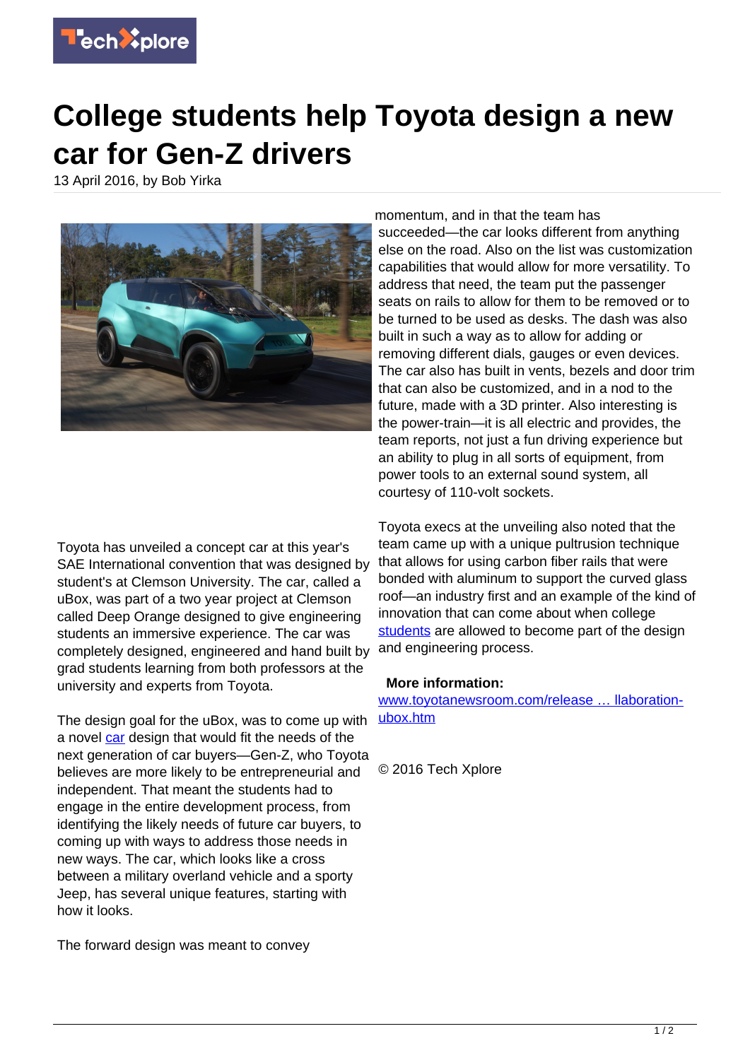# College students help Toyota design a new car for Gen-Z drivers

13 April 2016, by Bob Yirka

Toyota has unveiled a concept car at this year's SAE International convention that was designed by student's at Clemson University. The car, called a uBox, was part of a two year project at Clemson called Deep Orange designed to give engineering students an immersive experience. The car was completely designed, engineered and hand built by grad students learning from both professors at the university and experts from Toyota.

The design goal for the uBox, was to come up with a novel car design that would fit the needs of the next generation of car buyers—Gen-Z, who Toyota believes are more likely to be entrepreneurial and independent. That meant the students had to engage in the entire development process, from identifying the likely needs of future car buyers, to coming up with ways to address those needs in new ways. The car, which looks like a cross between a military overland vehicle and a sporty Jeep, has several unique features, starting with how it looks.

The forward design was meant to convey momentum, and in that the team has succeeded—the car looks different from anything else on the road. Also on the list was customization capabilities that would allow for more versatility. To address that need, the team put the passenger seats on rails to allow for them to be removed or to be turned to be used as desks. The dash was also built in such a way as to allow for adding or removing different dials, gauges or even devices. The car also has built in vents, bezels and door trim that can also be customized, and in a nod to the future, made with a 3D printer. Also interesting is the power-train—it is all electric and provides, the team reports, not just a fun driving experience but an ability to plug in all sorts of equipment, from power tools to an external sound system, all courtesy of 110-volt sockets.

Toyota execs at the unveiling also noted that the team came up with a unique pultrusion technique that allows for using carbon fiber rails that were bonded with aluminum to support the curved glass roof—an industry first and an example of the kind of innovation that can come about when college students are allowed to become part of the design and engineering process.

**More information:** www.toyotanewsroom.com/release … llaboration-ubox.htm

© 2016 Tech Xplore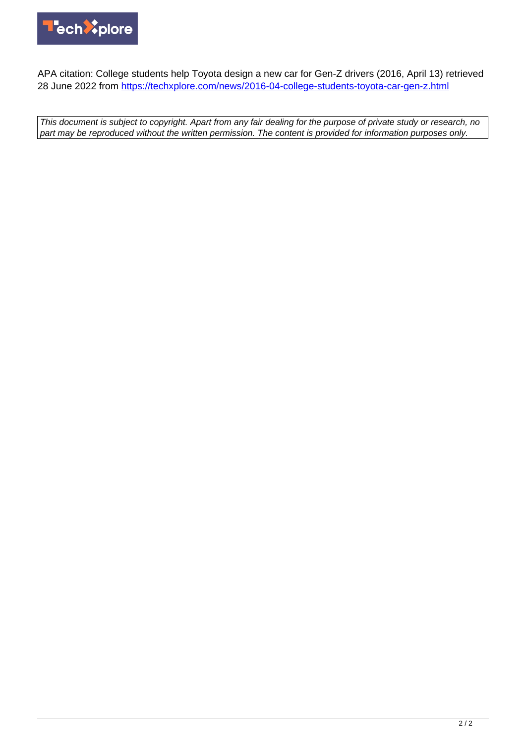APA citation: College students help Toyota design a new car for Gen-Z drivers (2016, April 13) retrieved 28 June 2022 from https://techxplore.com/news/2016-04-college-students-toyota-car-gen-z.html

*This document is subject to copyright. Apart from any fair dealing for the purpose of private study or research, no part may be reproduced without the written permission. The content is provided for information purposes only.*